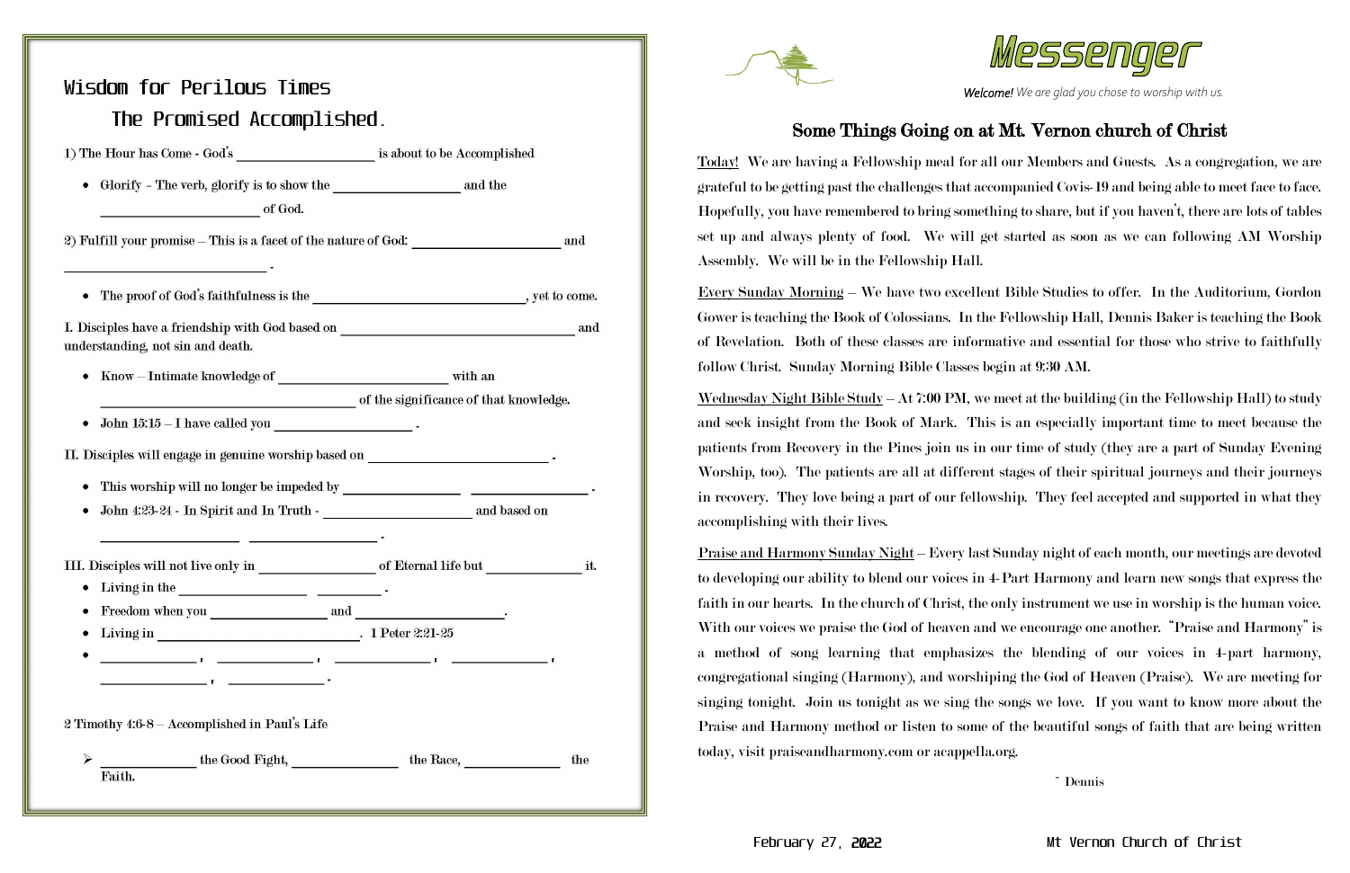# Wisdom for Perilous Times

## The Promised Accomplished.

1) The Hour has Come - God's ____________________ is about to be Accomplished

- Glorify - The verb, glorify is to show the __________________ and the ______________________ of God.

2) Fulfill your promise – This is a facet of the nature of God: _____________________ and ____________________________ .

- The proof of God's faithfulness is the ______________________________, yet to come.

I. Disciples have a friendship with God based on _________________________________ and understanding, not sin and death.

- Know – Intimate knowledge of ________________________ with an ____________________________________ of the significance of that knowledge.
- John 15:15 – I have called you ___________________ .

II. Disciples will engage in genuine worship based on _________________________ .

- This worship will no longer be impeded by ________________ ________________ .
- John 4:23-24 - In Spirit and In Truth - _____________________ and based on ___________________ __________________ .

III. Disciples will not live only in ________________ of Eternal life but _____________ it.

- Living in the __________________ _________ .
- Freedom when you ________________ and __________________ .
- Living in ____________________________ . 1 Peter 2:21-25
- _____________, _____________, _____________, _____________, ______________, _____________ .

2 Timothy 4:6-8 – Accomplished in Paul's Life

- ______________ the Good Fight, _______________ the Race, _____________ the Faith.

# Messenger

*Welcome! We are glad you chose to worship with us.*

## Some Things Going on at Mt. Vernon church of Christ

Today! We are having a Fellowship meal for all our Members and Guests. As a congregation, we are grateful to be getting past the challenges that accompanied Covis-19 and being able to meet face to face. Hopefully, you have remembered to bring something to share, but if you haven't, there are lots of tables set up and always plenty of food. We will get started as soon as we can following AM Worship Assembly. We will be in the Fellowship Hall.

Every Sunday Morning – We have two excellent Bible Studies to offer. In the Auditorium, Gordon Gower is teaching the Book of Colossians. In the Fellowship Hall, Dennis Baker is teaching the Book of Revelation. Both of these classes are informative and essential for those who strive to faithfully follow Christ. Sunday Morning Bible Classes begin at 9:30 AM.

Wednesday Night Bible Study – At 7:00 PM, we meet at the building (in the Fellowship Hall) to study and seek insight from the Book of Mark. This is an especially important time to meet because the patients from Recovery in the Pines join us in our time of study (they are a part of Sunday Evening Worship, too). The patients are all at different stages of their spiritual journeys and their journeys in recovery. They love being a part of our fellowship. They feel accepted and supported in what they accomplishing with their lives.

Praise and Harmony Sunday Night – Every last Sunday night of each month, our meetings are devoted to developing our ability to blend our voices in 4-Part Harmony and learn new songs that express the faith in our hearts. In the church of Christ, the only instrument we use in worship is the human voice. With our voices we praise the God of heaven and we encourage one another. "Praise and Harmony" is a method of song learning that emphasizes the blending of our voices in 4-part harmony, congregational singing (Harmony), and worshiping the God of Heaven (Praise). We are meeting for singing tonight. Join us tonight as we sing the songs we love. If you want to know more about the Praise and Harmony method or listen to some of the beautiful songs of faith that are being written today, visit praiseandharmony.com or acappella.org.

~ Dennis

February 27, **2022** Mt Vernon Church of Christ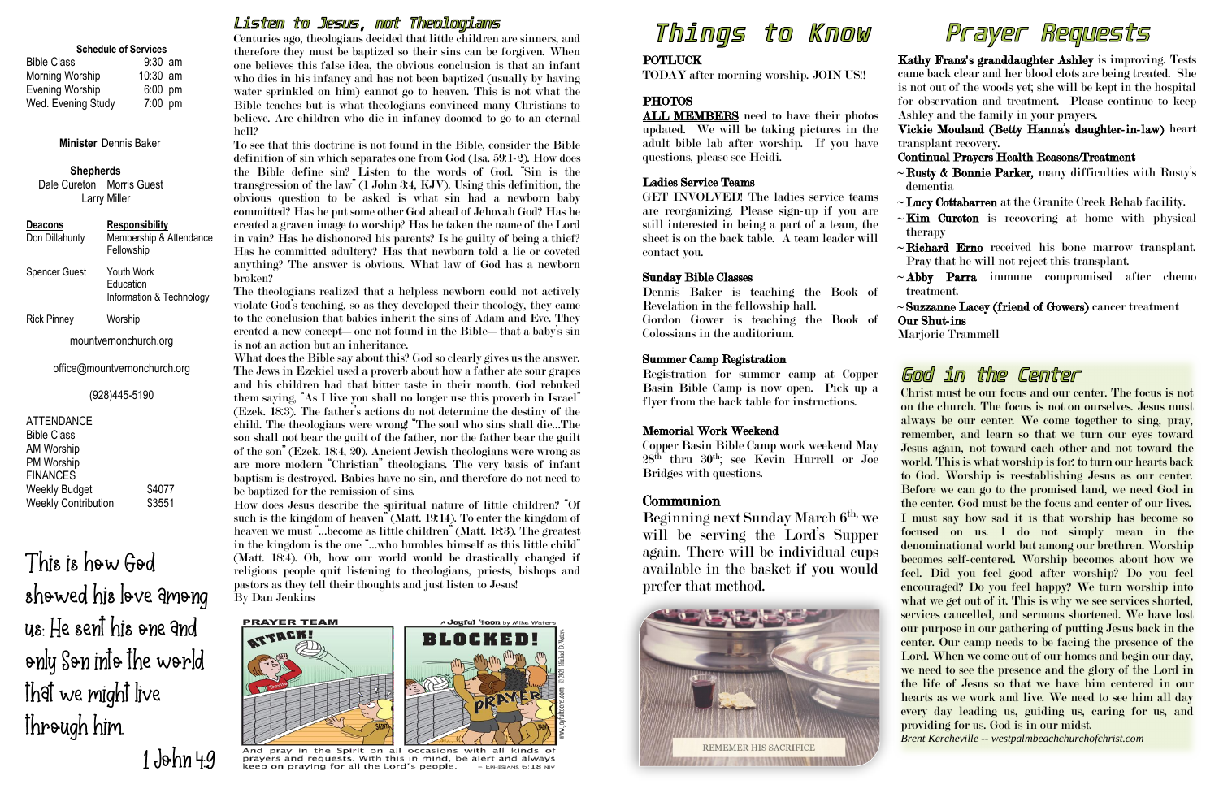**Schedule of Services**

| | |
|---|---|
| Bible Class | 9:30 am |
| Morning Worship | 10:30 am |
| Evening Worship | 6:00 pm |
| Wed. Evening Study | 7:00 pm |

**Minister** Dennis Baker

**Shepherds**

Dale Cureton Morris Guest

Larry Miller

| Deacons | Responsibility |
|---|---|
| Don Dillahunty | Membership & Attendance Fellowship |
| Spencer Guest | Youth Work Education Information & Technology |
| Rick Pinney | Worship |

mountvernonchurch.org

office@mountvernonchurch.org

(928)445-5190

| | |
|---|---|
| ATTENDANCE | |
| Bible Class | |
| AM Worship | |
| PM Worship | |
| FINANCES | |
| Weekly Budget | $4077 |
| Weekly Contribution | $3551 |

This is how God showed his love among us: He sent his one and only Son into the world that we might live through him.

1 John 4:9

## Listen to Jesus, not Theologians

Centuries ago, theologians decided that little children are sinners, and therefore they must be baptized so their sins can be forgiven. When one believes this false idea, the obvious conclusion is that an infant who dies in his infancy and has not been baptized (usually by having water sprinkled on him) cannot go to heaven. This is not what the Bible teaches but is what theologians convinced many Christians to believe. Are children who die in infancy doomed to go to an eternal hell?

To see that this doctrine is not found in the Bible, consider the Bible definition of sin which separates one from God (Isa. 59:1-2). How does the Bible define sin? Listen to the words of God. "Sin is the transgression of the law" (1 John 3:4, KJV). Using this definition, the obvious question to be asked is what sin had a newborn baby committed? Has he put some other God ahead of Jehovah God? Has he created a graven image to worship? Has he taken the name of the Lord in vain? Has he dishonored his parents? Is he guilty of being a thief? Has he committed adultery? Has that newborn told a lie or coveted anything? The answer is obvious. What law of God has a newborn broken?

The theologians realized that a helpless newborn could not actively violate God's teaching, so as they developed their theology, they came to the conclusion that babies inherit the sins of Adam and Eve. They created a new concept— one not found in the Bible— that a baby's sin is not an action but an inheritance.

What does the Bible say about this? God so clearly gives us the answer. The Jews in Ezekiel used a proverb about how a father ate sour grapes and his children had that bitter taste in their mouth. God rebuked them saying, "As I live you shall no longer use this proverb in Israel" (Ezek. 18:3). The father's actions do not determine the destiny of the child. The theologians were wrong! "The soul who sins shall die...The son shall not bear the guilt of the father, nor the father bear the guilt of the son" (Ezek. 18:4, 20). Ancient Jewish theologians were wrong as are more modern "Christian" theologians. The very basis of infant baptism is destroyed. Babies have no sin, and therefore do not need to be baptized for the remission of sins.

How does Jesus describe the spiritual nature of little children? "Of such is the kingdom of heaven" (Matt. 19:14). To enter the kingdom of heaven we must "...become as little children" (Matt. 18:3). The greatest in the kingdom is the one "...who humbles himself as this little child" (Matt. 18:4). Oh, how our world would be drastically changed if religious people quit listening to theologians, priests, bishops and pastors as they tell their thoughts and just listen to Jesus!

By Dan Jenkins

And pray in the Spirit on all occasions with all kinds of prayers and requests. With this in mind, be alert and always keep on praying for all the Lord's people. ~ Ephesians 6:18 NIV

## Things to Know

**POTLUCK**
TODAY after morning worship. JOIN US!!

**PHOTOS**
**ALL MEMBERS** need to have their photos updated. We will be taking pictures in the adult bible lab after worship. If you have questions, please see Heidi.

**Ladies Service Teams**
GET INVOLVED! The ladies service teams are reorganizing. Please sign-up if you are still interested in being a part of a team, the sheet is on the back table. A team leader will contact you.

**Sunday Bible Classes**
Dennis Baker is teaching the Book of Revelation in the fellowship hall.
Gordon Gower is teaching the Book of Colossians in the auditorium.

**Summer Camp Registration**
Registration for summer camp at Copper Basin Bible Camp is now open. Pick up a flyer from the back table for instructions.

**Memorial Work Weekend**
Copper Basin Bible Camp work weekend May 28th thru 30th; see Kevin Hurrell or Joe Bridges with questions.

**Communion**
Beginning next Sunday March 6th, we will be serving the Lord's Supper again. There will be individual cups available in the basket if you would prefer that method.

REMEMER HIS SACRIFICE

## Prayer Requests

**Kathy Franz's granddaughter Ashley** is improving. Tests came back clear and her blood clots are being treated. She is not out of the woods yet; she will be kept in the hospital for observation and treatment. Please continue to keep Ashley and the family in your prayers.

**Vickie Mouland (Betty Hanna's daughter-in-law)** heart transplant recovery.

**Continual Prayers Health Reasons/Treatment**

- ~ **Rusty & Bonnie Parker,** many difficulties with Rusty's dementia
- ~ **Lucy Cottabarren** at the Granite Creek Rehab facility.
- ~ **Kim Cureton** is recovering at home with physical therapy
- ~ **Richard Erno** received his bone marrow transplant. Pray that he will not reject this transplant.
- ~ **Abby Parra** immune compromised after chemo treatment.
- ~ **Suzzanne Lacey (friend of Gowers)** cancer treatment

**Our Shut-ins**
Marjorie Trammell

## God in the Center

Christ must be our focus and our center. The focus is not on the church. The focus is not on ourselves. Jesus must always be our center. We come together to sing, pray, remember, and learn so that we turn our eyes toward Jesus again, not toward each other and not toward the world. This is what worship is for: to turn our hearts back to God. Worship is reestablishing Jesus as our center. Before we can go to the promised land, we need God in the center. God must be the focus and center of our lives. I must say how sad it is that worship has become so focused on us. I do not simply mean in the denominational world but among our brethren. Worship becomes self-centered. Worship becomes about how we feel. Did you feel good after worship? Do you feel encouraged? Do you feel happy? We turn worship into what we get out of it. This is why we see services shorted, services cancelled, and sermons shortened. We have lost our purpose in our gathering of putting Jesus back in the center. Our camp needs to be facing the presence of the Lord. When we come out of our homes and begin our day, we need to see the presence and the glory of the Lord in the life of Jesus so that we have him centered in our hearts as we work and live. We need to see him all day every day leading us, guiding us, caring for us, and providing for us. God is in our midst.

*Brent Kercheville -- westpalmbeachchurchofchrist.com*